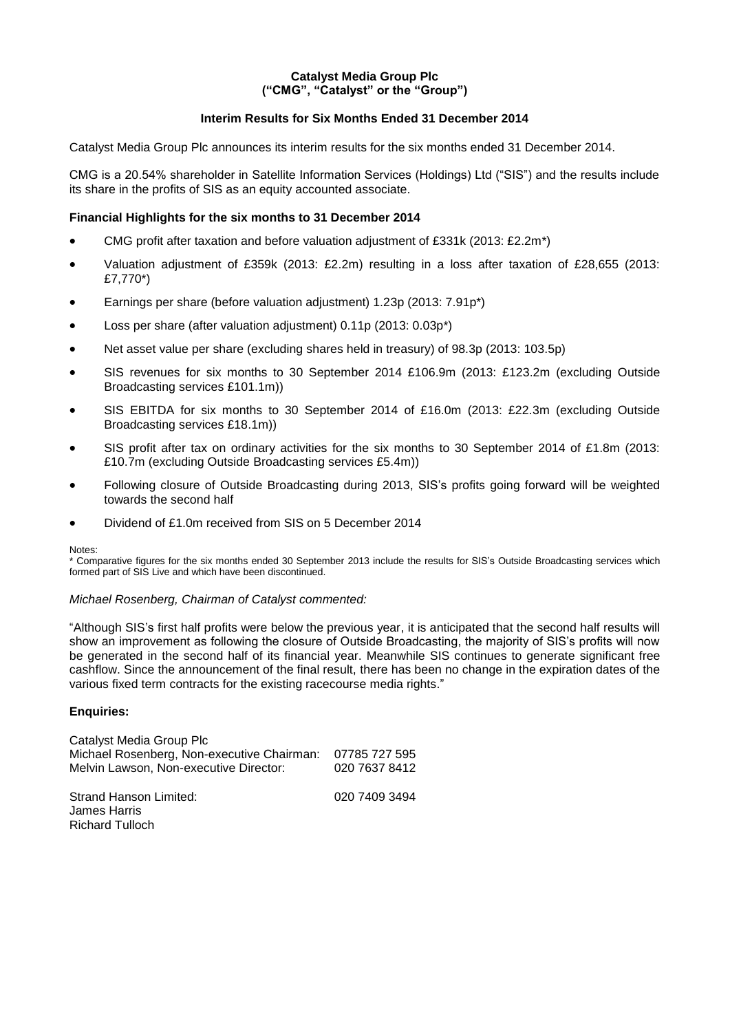**Catalyst Media Group Plc**
**("CMG", "Catalyst" or the "Group")**

**Interim Results for Six Months Ended 31 December 2014**

Catalyst Media Group Plc announces its interim results for the six months ended 31 December 2014.

CMG is a 20.54% shareholder in Satellite Information Services (Holdings) Ltd ("SIS") and the results include its share in the profits of SIS as an equity accounted associate.

**Financial Highlights for the six months to 31 December 2014**

- CMG profit after taxation and before valuation adjustment of £331k (2013: £2.2m*)
- Valuation adjustment of £359k (2013: £2.2m) resulting in a loss after taxation of £28,655 (2013: £7,770*)
- Earnings per share (before valuation adjustment) 1.23p (2013: 7.91p*)
- Loss per share (after valuation adjustment) 0.11p (2013: 0.03p*)
- Net asset value per share (excluding shares held in treasury) of 98.3p (2013: 103.5p)
- SIS revenues for six months to 30 September 2014 £106.9m (2013: £123.2m (excluding Outside Broadcasting services £101.1m))
- SIS EBITDA for six months to 30 September 2014 of £16.0m (2013: £22.3m (excluding Outside Broadcasting services £18.1m))
- SIS profit after tax on ordinary activities for the six months to 30 September 2014 of £1.8m (2013: £10.7m (excluding Outside Broadcasting services £5.4m))
- Following closure of Outside Broadcasting during 2013, SIS's profits going forward will be weighted towards the second half
- Dividend of £1.0m received from SIS on 5 December 2014

Notes:
* Comparative figures for the six months ended 30 September 2013 include the results for SIS's Outside Broadcasting services which formed part of SIS Live and which have been discontinued.

*Michael Rosenberg, Chairman of Catalyst commented:*

"Although SIS's first half profits were below the previous year, it is anticipated that the second half results will show an improvement as following the closure of Outside Broadcasting, the majority of SIS's profits will now be generated in the second half of its financial year. Meanwhile SIS continues to generate significant free cashflow. Since the announcement of the final result, there has been no change in the expiration dates of the various fixed term contracts for the existing racecourse media rights."

**Enquiries:**

| | |
|---|---|
| Catalyst Media Group Plc | |
| Michael Rosenberg, Non-executive Chairman: | 07785 727 595 |
| Melvin Lawson, Non-executive Director: | 020 7637 8412 |
| | |
| Strand Hanson Limited: | 020 7409 3494 |
| James Harris | |
| Richard Tulloch | |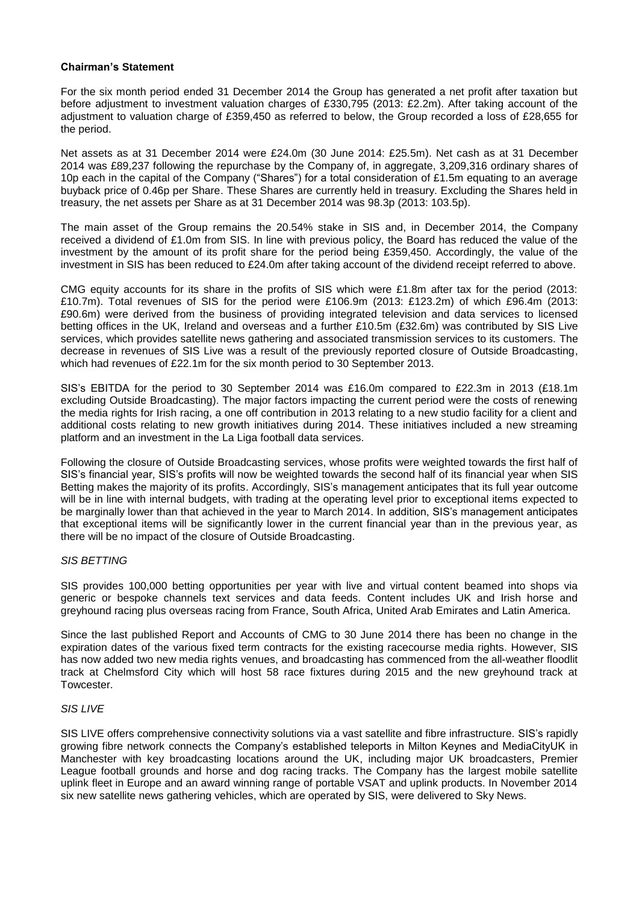**Chairman's Statement**

For the six month period ended 31 December 2014 the Group has generated a net profit after taxation but before adjustment to investment valuation charges of £330,795 (2013: £2.2m). After taking account of the adjustment to valuation charge of £359,450 as referred to below, the Group recorded a loss of £28,655 for the period.

Net assets as at 31 December 2014 were £24.0m (30 June 2014: £25.5m). Net cash as at 31 December 2014 was £89,237 following the repurchase by the Company of, in aggregate, 3,209,316 ordinary shares of 10p each in the capital of the Company ("Shares") for a total consideration of £1.5m equating to an average buyback price of 0.46p per Share. These Shares are currently held in treasury. Excluding the Shares held in treasury, the net assets per Share as at 31 December 2014 was 98.3p (2013: 103.5p).

The main asset of the Group remains the 20.54% stake in SIS and, in December 2014, the Company received a dividend of £1.0m from SIS. In line with previous policy, the Board has reduced the value of the investment by the amount of its profit share for the period being £359,450. Accordingly, the value of the investment in SIS has been reduced to £24.0m after taking account of the dividend receipt referred to above.

CMG equity accounts for its share in the profits of SIS which were £1.8m after tax for the period (2013: £10.7m). Total revenues of SIS for the period were £106.9m (2013: £123.2m) of which £96.4m (2013: £90.6m) were derived from the business of providing integrated television and data services to licensed betting offices in the UK, Ireland and overseas and a further £10.5m (£32.6m) was contributed by SIS Live services, which provides satellite news gathering and associated transmission services to its customers. The decrease in revenues of SIS Live was a result of the previously reported closure of Outside Broadcasting, which had revenues of £22.1m for the six month period to 30 September 2013.

SIS's EBITDA for the period to 30 September 2014 was £16.0m compared to £22.3m in 2013 (£18.1m excluding Outside Broadcasting). The major factors impacting the current period were the costs of renewing the media rights for Irish racing, a one off contribution in 2013 relating to a new studio facility for a client and additional costs relating to new growth initiatives during 2014. These initiatives included a new streaming platform and an investment in the La Liga football data services.

Following the closure of Outside Broadcasting services, whose profits were weighted towards the first half of SIS's financial year, SIS's profits will now be weighted towards the second half of its financial year when SIS Betting makes the majority of its profits. Accordingly, SIS's management anticipates that its full year outcome will be in line with internal budgets, with trading at the operating level prior to exceptional items expected to be marginally lower than that achieved in the year to March 2014. In addition, SIS's management anticipates that exceptional items will be significantly lower in the current financial year than in the previous year, as there will be no impact of the closure of Outside Broadcasting.

*SIS BETTING*

SIS provides 100,000 betting opportunities per year with live and virtual content beamed into shops via generic or bespoke channels text services and data feeds. Content includes UK and Irish horse and greyhound racing plus overseas racing from France, South Africa, United Arab Emirates and Latin America.

Since the last published Report and Accounts of CMG to 30 June 2014 there has been no change in the expiration dates of the various fixed term contracts for the existing racecourse media rights. However, SIS has now added two new media rights venues, and broadcasting has commenced from the all-weather floodlit track at Chelmsford City which will host 58 race fixtures during 2015 and the new greyhound track at Towcester.

*SIS LIVE*

SIS LIVE offers comprehensive connectivity solutions via a vast satellite and fibre infrastructure. SIS's rapidly growing fibre network connects the Company's established teleports in Milton Keynes and MediaCityUK in Manchester with key broadcasting locations around the UK, including major UK broadcasters, Premier League football grounds and horse and dog racing tracks. The Company has the largest mobile satellite uplink fleet in Europe and an award winning range of portable VSAT and uplink products. In November 2014 six new satellite news gathering vehicles, which are operated by SIS, were delivered to Sky News.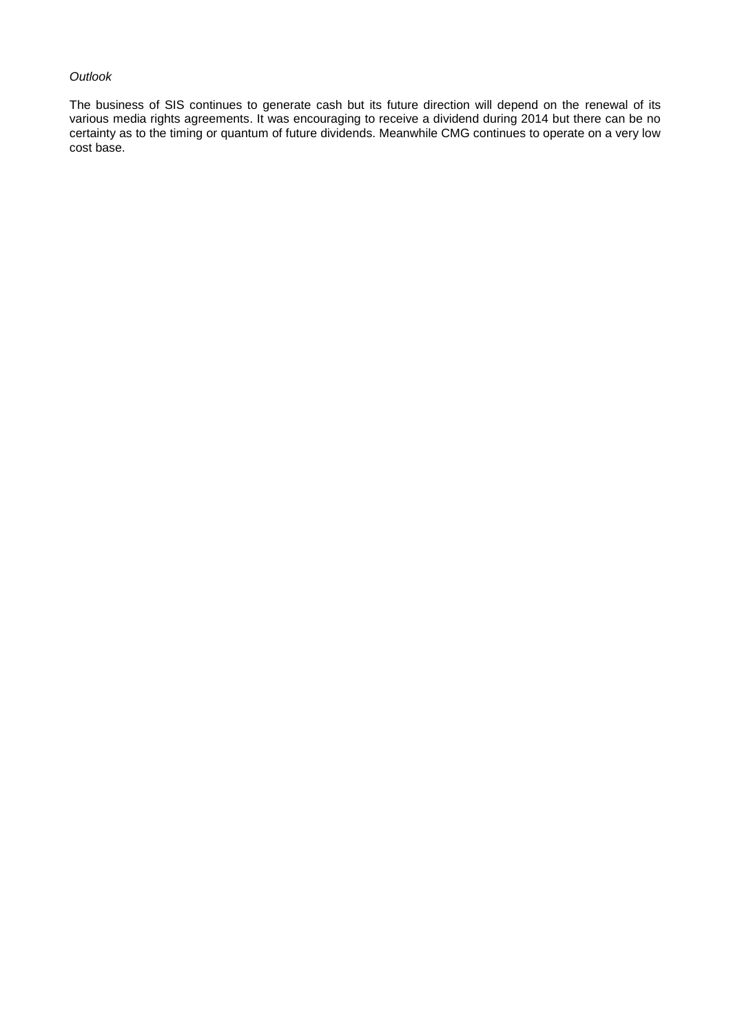*Outlook*

The business of SIS continues to generate cash but its future direction will depend on the renewal of its various media rights agreements. It was encouraging to receive a dividend during 2014 but there can be no certainty as to the timing or quantum of future dividends. Meanwhile CMG continues to operate on a very low cost base.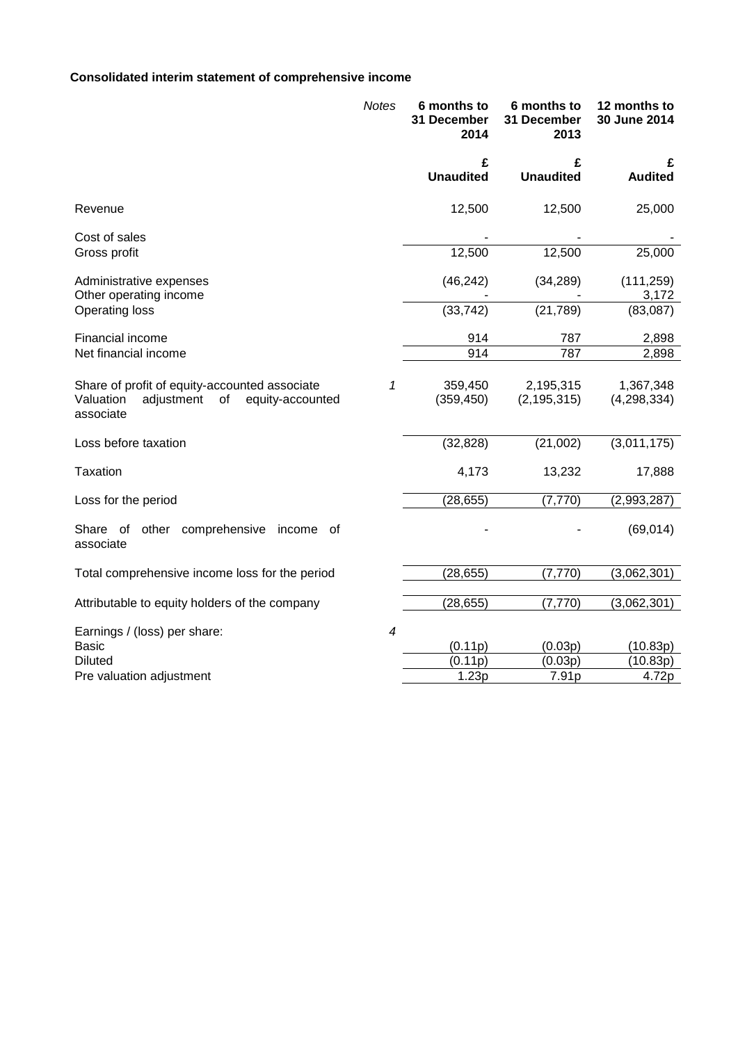**Consolidated interim statement of comprehensive income**

| | *Notes* | **6 months to 31 December 2014** | **6 months to 31 December 2013** | **12 months to 30 June 2014** |
|---|---|---|---|---|
| | | **£ Unaudited** | **£ Unaudited** | **£ Audited** |
| Revenue | | 12,500 | 12,500 | 25,000 |
| Cost of sales | | - | - | - |
| Gross profit | | 12,500 | 12,500 | 25,000 |
| Administrative expenses | | (46,242) | (34,289) | (111,259) |
| Other operating income | | - | - | 3,172 |
| Operating loss | | (33,742) | (21,789) | (83,087) |
| Financial income | | 914 | 787 | 2,898 |
| Net financial income | | 914 | 787 | 2,898 |
| Share of profit of equity-accounted associate | *1* | 359,450 | 2,195,315 | 1,367,348 |
| Valuation adjustment of equity-accounted associate | | (359,450) | (2,195,315) | (4,298,334) |
| Loss before taxation | | (32,828) | (21,002) | (3,011,175) |
| Taxation | | 4,173 | 13,232 | 17,888 |
| Loss for the period | | (28,655) | (7,770) | (2,993,287) |
| Share of other comprehensive income of associate | | - | - | (69,014) |
| Total comprehensive income loss for the period | | (28,655) | (7,770) | (3,062,301) |
| Attributable to equity holders of the company | | (28,655) | (7,770) | (3,062,301) |
| Earnings / (loss) per share: | *4* | | | |
| Basic | | (0.11p) | (0.03p) | (10.83p) |
| Diluted | | (0.11p) | (0.03p) | (10.83p) |
| Pre valuation adjustment | | 1.23p | 7.91p | 4.72p |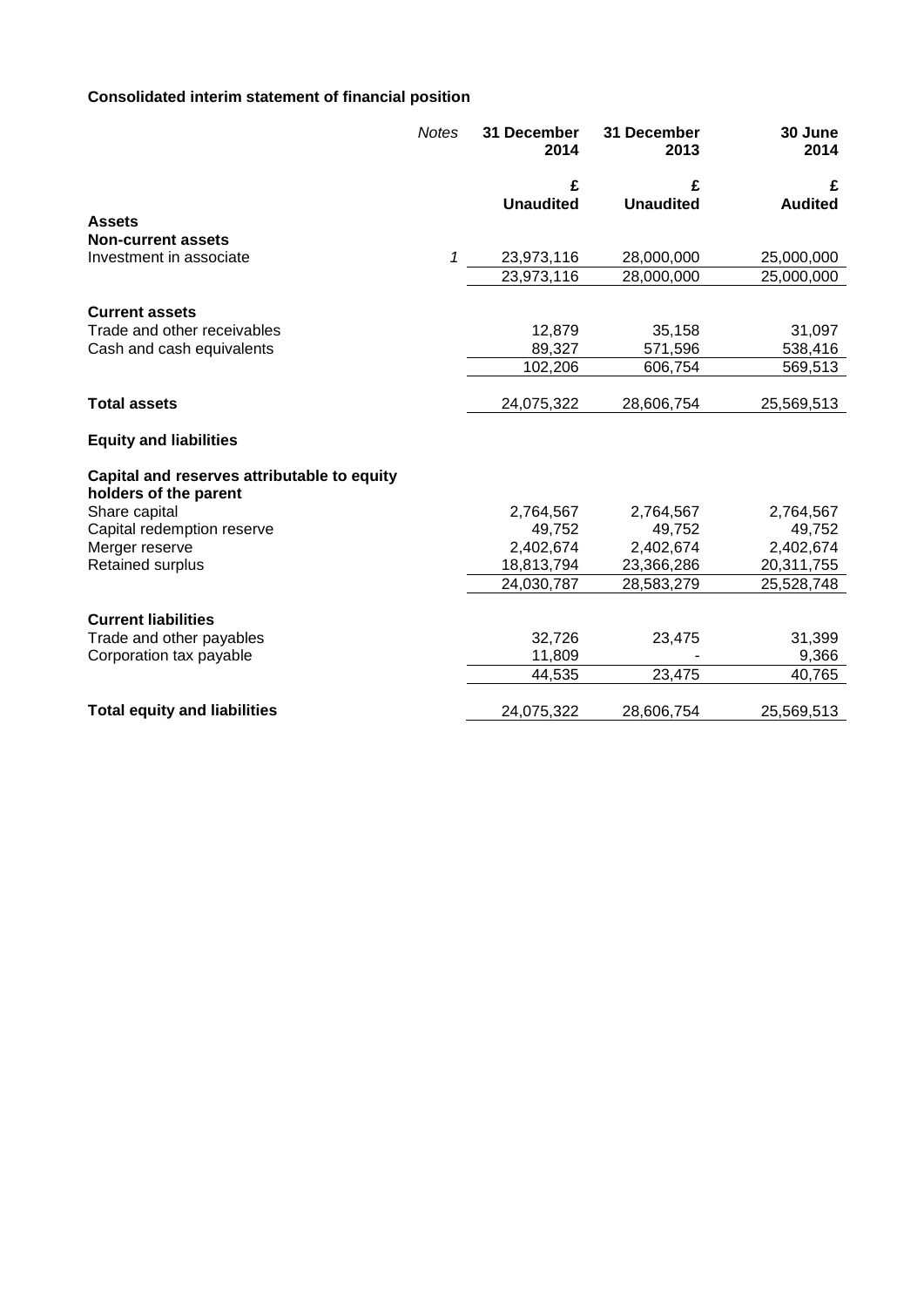**Consolidated interim statement of financial position**

| | *Notes* | 31 December 2014 | 31 December 2013 | 30 June 2014 |
|---|---|---|---|---|
| | | £ | £ | £ |
| | | **Unaudited** | **Unaudited** | **Audited** |
| **Assets** | | | | |
| **Non-current assets** | | | | |
| Investment in associate | *1* | 23,973,116 | 28,000,000 | 25,000,000 |
| | | 23,973,116 | 28,000,000 | 25,000,000 |
| **Current assets** | | | | |
| Trade and other receivables | | 12,879 | 35,158 | 31,097 |
| Cash and cash equivalents | | 89,327 | 571,596 | 538,416 |
| | | 102,206 | 606,754 | 569,513 |
| **Total assets** | | 24,075,322 | 28,606,754 | 25,569,513 |
| **Equity and liabilities** | | | | |
| **Capital and reserves attributable to equity holders of the parent** | | | | |
| Share capital | | 2,764,567 | 2,764,567 | 2,764,567 |
| Capital redemption reserve | | 49,752 | 49,752 | 49,752 |
| Merger reserve | | 2,402,674 | 2,402,674 | 2,402,674 |
| Retained surplus | | 18,813,794 | 23,366,286 | 20,311,755 |
| | | 24,030,787 | 28,583,279 | 25,528,748 |
| **Current liabilities** | | | | |
| Trade and other payables | | 32,726 | 23,475 | 31,399 |
| Corporation tax payable | | 11,809 | - | 9,366 |
| | | 44,535 | 23,475 | 40,765 |
| **Total equity and liabilities** | | 24,075,322 | 28,606,754 | 25,569,513 |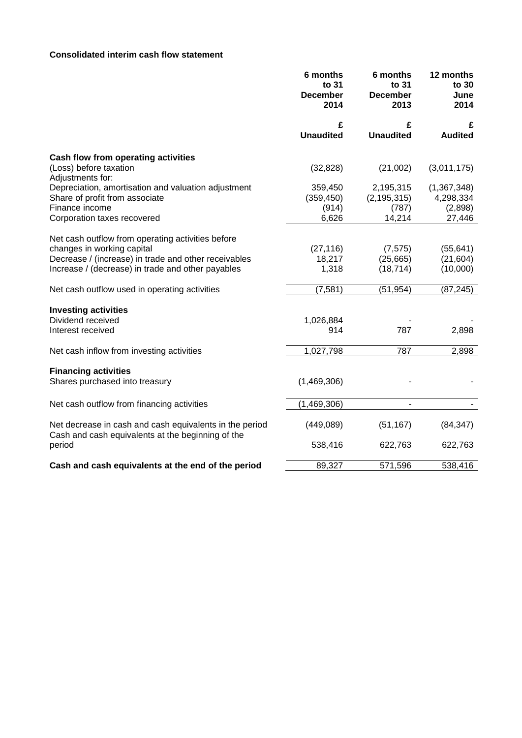**Consolidated interim cash flow statement**

| | 6 months to 31 December 2014 | 6 months to 31 December 2013 | 12 months to 30 June 2014 |
|---|---|---|---|
| | £ | £ | £ |
| | **Unaudited** | **Unaudited** | **Audited** |
| **Cash flow from operating activities** | | | |
| (Loss) before taxation | (32,828) | (21,002) | (3,011,175) |
| Adjustments for: | | | |
| Depreciation, amortisation and valuation adjustment | 359,450 | 2,195,315 | (1,367,348) |
| Share of profit from associate | (359,450) | (2,195,315) | 4,298,334 |
| Finance income | (914) | (787) | (2,898) |
| Corporation taxes recovered | 6,626 | 14,214 | 27,446 |
| Net cash outflow from operating activities before changes in working capital | (27,116) | (7,575) | (55,641) |
| Decrease / (increase) in trade and other receivables | 18,217 | (25,665) | (21,604) |
| Increase / (decrease) in trade and other payables | 1,318 | (18,714) | (10,000) |
| Net cash outflow used in operating activities | (7,581) | (51,954) | (87,245) |
| **Investing activities** | | | |
| Dividend received | 1,026,884 | - | - |
| Interest received | 914 | 787 | 2,898 |
| Net cash inflow from investing activities | 1,027,798 | 787 | 2,898 |
| **Financing activities** | | | |
| Shares purchased into treasury | (1,469,306) | - | - |
| Net cash outflow from financing activities | (1,469,306) | - | - |
| Net decrease in cash and cash equivalents in the period | (449,089) | (51,167) | (84,347) |
| Cash and cash equivalents at the beginning of the period | 538,416 | 622,763 | 622,763 |
| **Cash and cash equivalents at the end of the period** | 89,327 | 571,596 | 538,416 |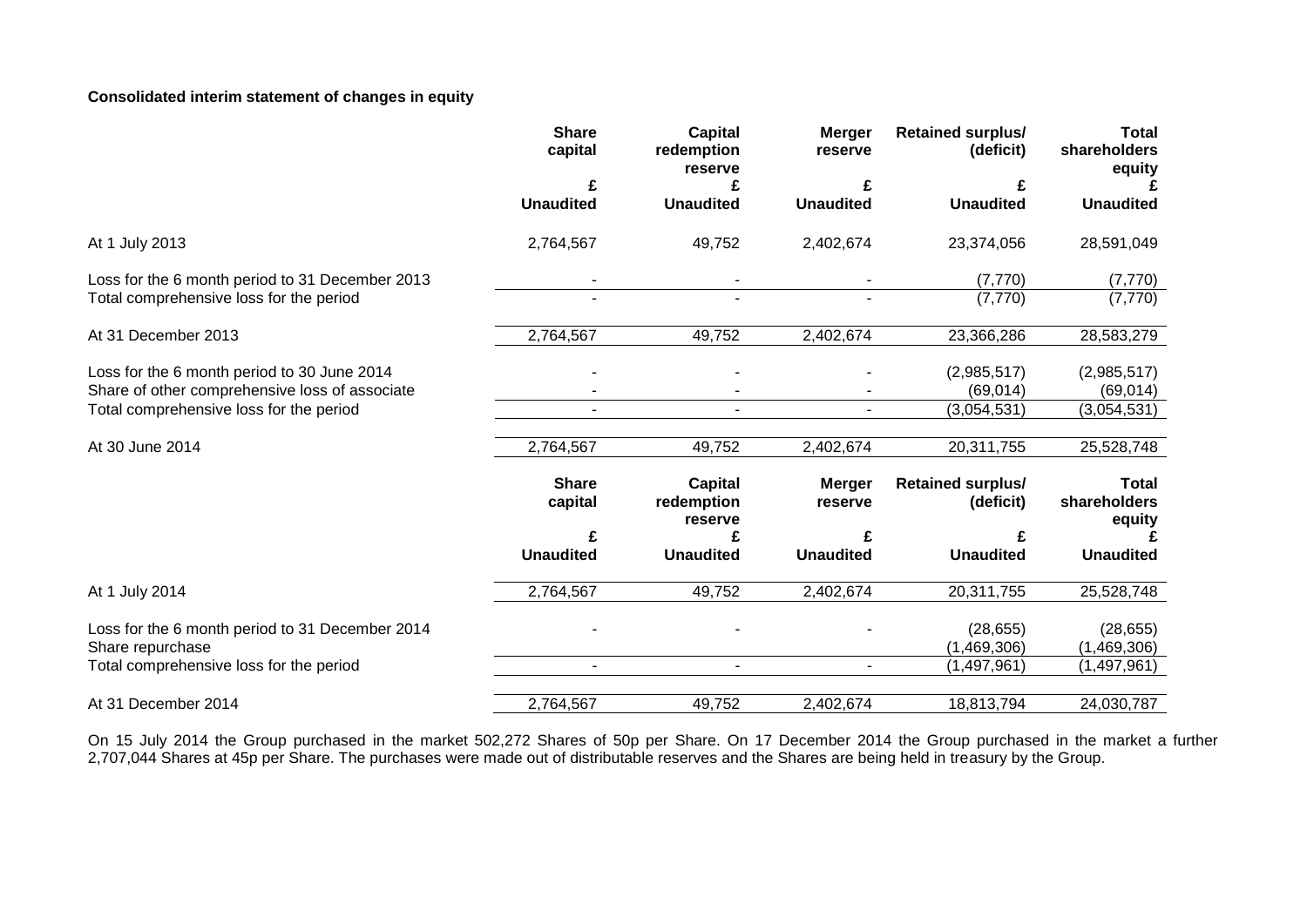**Consolidated interim statement of changes in equity**

| | Share capital | Capital redemption reserve | Merger reserve | Retained surplus/ (deficit) | Total shareholders equity |
|---|---|---|---|---|---|
| | £ | £ | £ | £ | £ |
| | Unaudited | Unaudited | Unaudited | Unaudited | Unaudited |
| At 1 July 2013 | 2,764,567 | 49,752 | 2,402,674 | 23,374,056 | 28,591,049 |
| Loss for the 6 month period to 31 December 2013 | - | - | - | (7,770) | (7,770) |
| Total comprehensive loss for the period | - | - | - | (7,770) | (7,770) |
| At 31 December 2013 | 2,764,567 | 49,752 | 2,402,674 | 23,366,286 | 28,583,279 |
| Loss for the 6 month period to 30 June 2014 | - | - | - | (2,985,517) | (2,985,517) |
| Share of other comprehensive loss of associate | - | - | - | (69,014) | (69,014) |
| Total comprehensive loss for the period | - | - | - | (3,054,531) | (3,054,531) |
| At 30 June 2014 | 2,764,567 | 49,752 | 2,402,674 | 20,311,755 | 25,528,748 |

| | Share capital | Capital redemption reserve | Merger reserve | Retained surplus/ (deficit) | Total shareholders equity |
|---|---|---|---|---|---|
| | £ | £ | £ | £ | £ |
| | Unaudited | Unaudited | Unaudited | Unaudited | Unaudited |
| At 1 July 2014 | 2,764,567 | 49,752 | 2,402,674 | 20,311,755 | 25,528,748 |
| Loss for the 6 month period to 31 December 2014 | - | - | - | (28,655) | (28,655) |
| Share repurchase | | | | (1,469,306) | (1,469,306) |
| Total comprehensive loss for the period | - | - | - | (1,497,961) | (1,497,961) |
| At 31 December 2014 | 2,764,567 | 49,752 | 2,402,674 | 18,813,794 | 24,030,787 |

On 15 July 2014 the Group purchased in the market 502,272 Shares of 50p per Share. On 17 December 2014 the Group purchased in the market a further 2,707,044 Shares at 45p per Share. The purchases were made out of distributable reserves and the Shares are being held in treasury by the Group.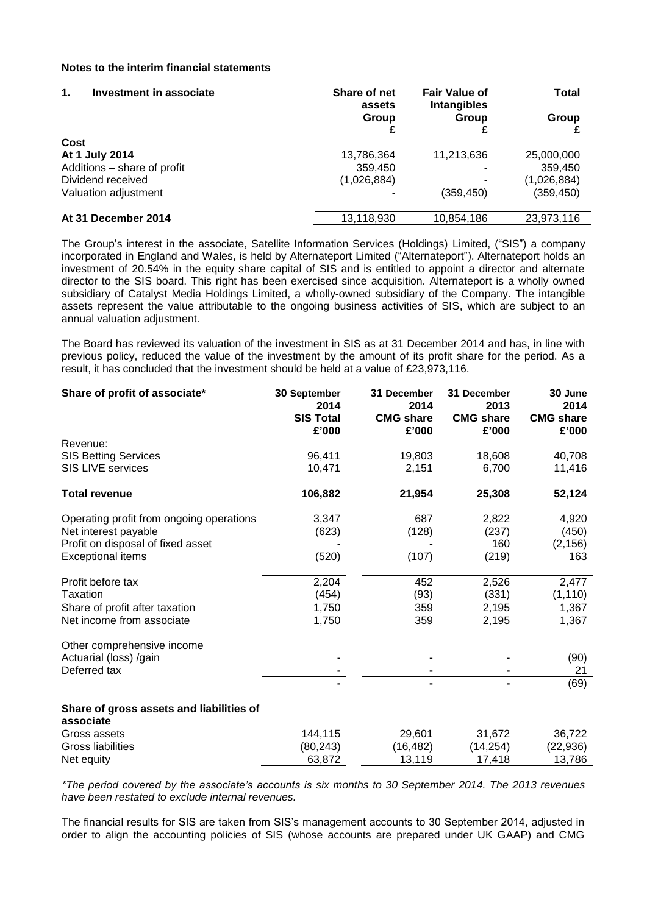**Notes to the interim financial statements**

| **1. Investment in associate** | **Share of net assets** | **Fair Value of Intangibles** | **Total** |
|---|---|---|---|
| | **Group** | **Group** | **Group** |
| | **£** | **£** | **£** |
| **Cost** | | | |
| **At 1 July 2014** | 13,786,364 | 11,213,636 | 25,000,000 |
| Additions – share of profit | 359,450 | - | 359,450 |
| Dividend received | (1,026,884) | - | (1,026,884) |
| Valuation adjustment | - | (359,450) | (359,450) |
| **At 31 December 2014** | 13,118,930 | 10,854,186 | 23,973,116 |

The Group's interest in the associate, Satellite Information Services (Holdings) Limited, ("SIS") a company incorporated in England and Wales, is held by Alternateport Limited ("Alternateport"). Alternateport holds an investment of 20.54% in the equity share capital of SIS and is entitled to appoint a director and alternate director to the SIS board. This right has been exercised since acquisition. Alternateport is a wholly owned subsidiary of Catalyst Media Holdings Limited, a wholly-owned subsidiary of the Company. The intangible assets represent the value attributable to the ongoing business activities of SIS, which are subject to an annual valuation adjustment.

The Board has reviewed its valuation of the investment in SIS as at 31 December 2014 and has, in line with previous policy, reduced the value of the investment by the amount of its profit share for the period. As a result, it has concluded that the investment should be held at a value of £23,973,116.

| **Share of profit of associate*** | **30 September 2014 SIS Total £'000** | **31 December 2014 CMG share £'000** | **31 December 2013 CMG share £'000** | **30 June 2014 CMG share £'000** |
|---|---|---|---|---|
| Revenue: | | | | |
| SIS Betting Services | 96,411 | 19,803 | 18,608 | 40,708 |
| SIS LIVE services | 10,471 | 2,151 | 6,700 | 11,416 |
| **Total revenue** | **106,882** | **21,954** | **25,308** | **52,124** |
| Operating profit from ongoing operations | 3,347 | 687 | 2,822 | 4,920 |
| Net interest payable | (623) | (128) | (237) | (450) |
| Profit on disposal of fixed asset | - | - | 160 | (2,156) |
| Exceptional items | (520) | (107) | (219) | 163 |
| Profit before tax | 2,204 | 452 | 2,526 | 2,477 |
| Taxation | (454) | (93) | (331) | (1,110) |
| Share of profit after taxation | 1,750 | 359 | 2,195 | 1,367 |
| Net income from associate | 1,750 | 359 | 2,195 | 1,367 |
| Other comprehensive income | | | | |
| Actuarial (loss) /gain | - | - | - | (90) |
| Deferred tax | - | - | - | 21 |
| | - | - | - | (69) |
| **Share of gross assets and liabilities of associate** | | | | |
| Gross assets | 144,115 | 29,601 | 31,672 | 36,722 |
| Gross liabilities | (80,243) | (16,482) | (14,254) | (22,936) |
| Net equity | 63,872 | 13,119 | 17,418 | 13,786 |

*\*The period covered by the associate's accounts is six months to 30 September 2014. The 2013 revenues have been restated to exclude internal revenues.*

The financial results for SIS are taken from SIS's management accounts to 30 September 2014, adjusted in order to align the accounting policies of SIS (whose accounts are prepared under UK GAAP) and CMG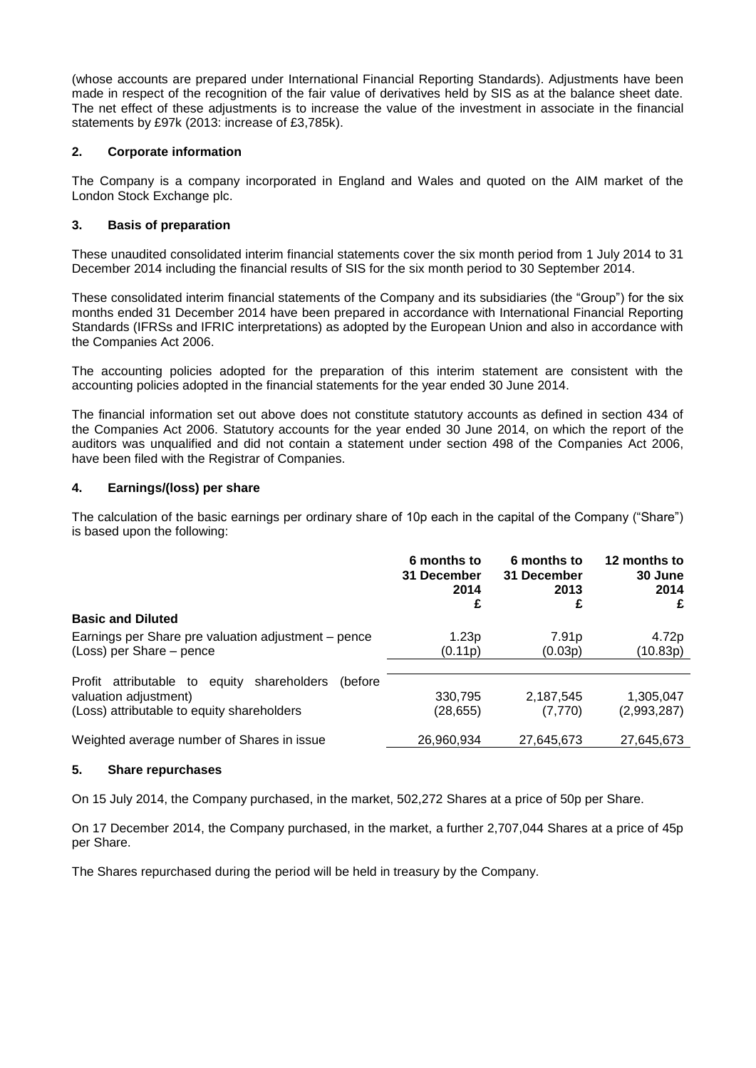(whose accounts are prepared under International Financial Reporting Standards). Adjustments have been made in respect of the recognition of the fair value of derivatives held by SIS as at the balance sheet date. The net effect of these adjustments is to increase the value of the investment in associate in the financial statements by £97k (2013: increase of £3,785k).

## 2. Corporate information

The Company is a company incorporated in England and Wales and quoted on the AIM market of the London Stock Exchange plc.

## 3. Basis of preparation

These unaudited consolidated interim financial statements cover the six month period from 1 July 2014 to 31 December 2014 including the financial results of SIS for the six month period to 30 September 2014.

These consolidated interim financial statements of the Company and its subsidiaries (the "Group") for the six months ended 31 December 2014 have been prepared in accordance with International Financial Reporting Standards (IFRSs and IFRIC interpretations) as adopted by the European Union and also in accordance with the Companies Act 2006.

The accounting policies adopted for the preparation of this interim statement are consistent with the accounting policies adopted in the financial statements for the year ended 30 June 2014.

The financial information set out above does not constitute statutory accounts as defined in section 434 of the Companies Act 2006. Statutory accounts for the year ended 30 June 2014, on which the report of the auditors was unqualified and did not contain a statement under section 498 of the Companies Act 2006, have been filed with the Registrar of Companies.

## 4. Earnings/(loss) per share

The calculation of the basic earnings per ordinary share of 10p each in the capital of the Company ("Share") is based upon the following:

| | 6 months to 31 December 2014 £ | 6 months to 31 December 2013 £ | 12 months to 30 June 2014 £ |
|---|---|---|---|
| **Basic and Diluted** | | | |
| Earnings per Share pre valuation adjustment – pence | 1.23p | 7.91p | 4.72p |
| (Loss) per Share – pence | (0.11p) | (0.03p) | (10.83p) |
| Profit attributable to equity shareholders (before valuation adjustment) | 330,795 | 2,187,545 | 1,305,047 |
| (Loss) attributable to equity shareholders | (28,655) | (7,770) | (2,993,287) |
| Weighted average number of Shares in issue | 26,960,934 | 27,645,673 | 27,645,673 |

## 5. Share repurchases

On 15 July 2014, the Company purchased, in the market, 502,272 Shares at a price of 50p per Share.

On 17 December 2014, the Company purchased, in the market, a further 2,707,044 Shares at a price of 45p per Share.

The Shares repurchased during the period will be held in treasury by the Company.